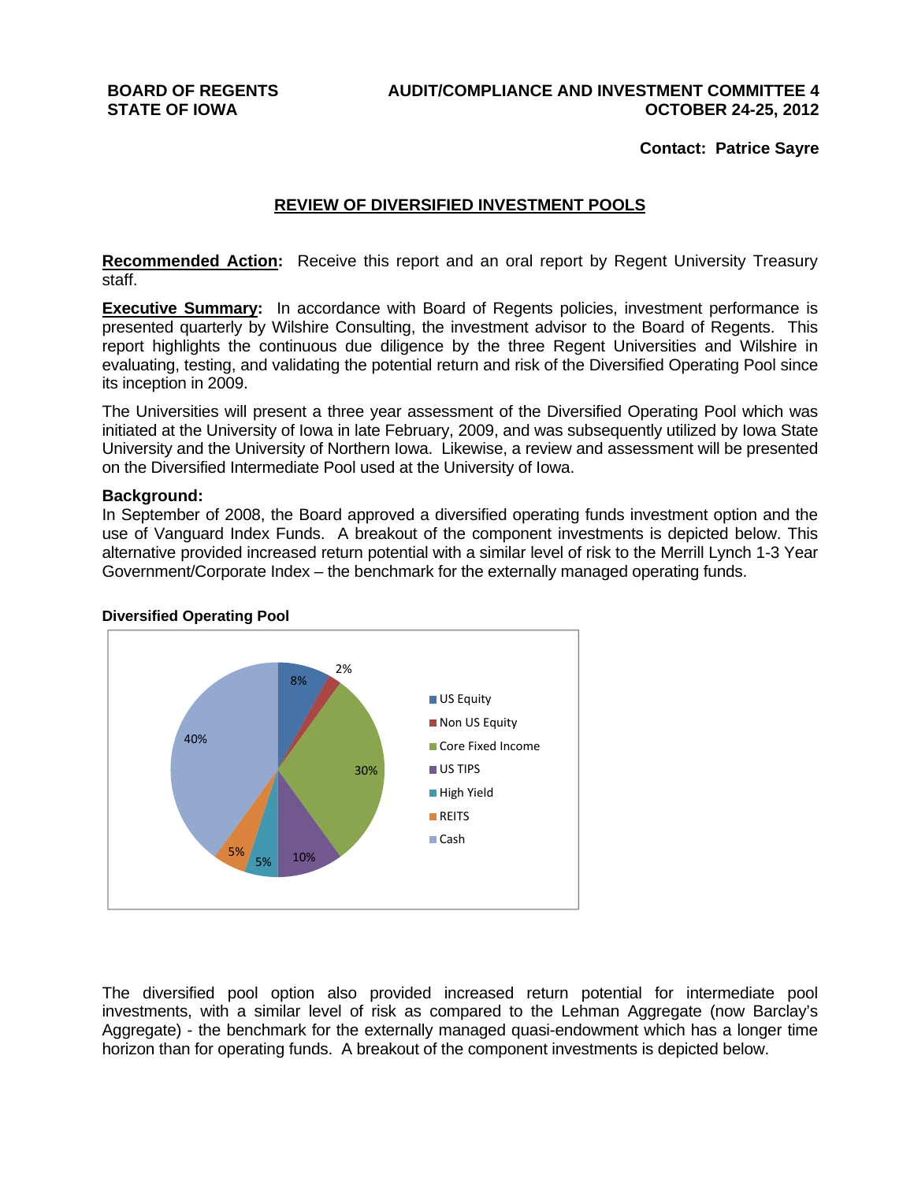**BOARD OF REGENTS**
**STATE OF IOWA**

**AUDIT/COMPLIANCE AND INVESTMENT COMMITTEE 4**
**OCTOBER 24-25, 2012**

**Contact: Patrice Sayre**

## REVIEW OF DIVERSIFIED INVESTMENT POOLS

**Recommended Action:** Receive this report and an oral report by Regent University Treasury staff.

**Executive Summary:** In accordance with Board of Regents policies, investment performance is presented quarterly by Wilshire Consulting, the investment advisor to the Board of Regents. This report highlights the continuous due diligence by the three Regent Universities and Wilshire in evaluating, testing, and validating the potential return and risk of the Diversified Operating Pool since its inception in 2009.

The Universities will present a three year assessment of the Diversified Operating Pool which was initiated at the University of Iowa in late February, 2009, and was subsequently utilized by Iowa State University and the University of Northern Iowa. Likewise, a review and assessment will be presented on the Diversified Intermediate Pool used at the University of Iowa.

**Background:**
In September of 2008, the Board approved a diversified operating funds investment option and the use of Vanguard Index Funds. A breakout of the component investments is depicted below. This alternative provided increased return potential with a similar level of risk to the Merrill Lynch 1-3 Year Government/Corporate Index – the benchmark for the externally managed operating funds.

**Diversified Operating Pool**

| Component | Allocation |
| --- | --- |
| US Equity | 8% |
| Non US Equity | 2% |
| Core Fixed Income | 30% |
| US TIPS | 10% |
| High Yield | 5% |
| REITS | 5% |
| Cash | 40% |

The diversified pool option also provided increased return potential for intermediate pool investments, with a similar level of risk as compared to the Lehman Aggregate (now Barclay's Aggregate) - the benchmark for the externally managed quasi-endowment which has a longer time horizon than for operating funds. A breakout of the component investments is depicted below.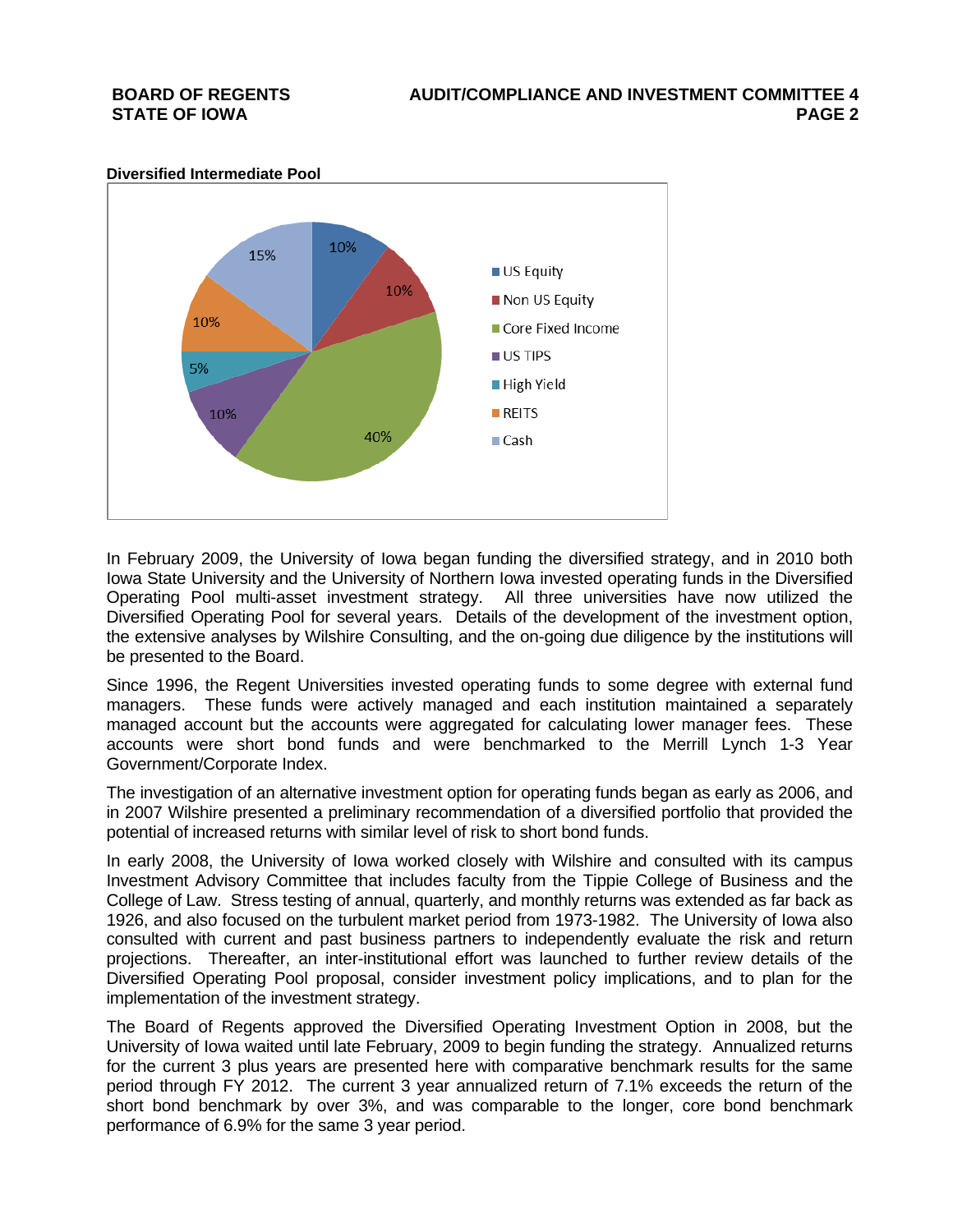**Diversified Intermediate Pool**

In February 2009, the University of Iowa began funding the diversified strategy, and in 2010 both Iowa State University and the University of Northern Iowa invested operating funds in the Diversified Operating Pool multi-asset investment strategy. All three universities have now utilized the Diversified Operating Pool for several years. Details of the development of the investment option, the extensive analyses by Wilshire Consulting, and the on-going due diligence by the institutions will be presented to the Board.

Since 1996, the Regent Universities invested operating funds to some degree with external fund managers. These funds were actively managed and each institution maintained a separately managed account but the accounts were aggregated for calculating lower manager fees. These accounts were short bond funds and were benchmarked to the Merrill Lynch 1-3 Year Government/Corporate Index.

The investigation of an alternative investment option for operating funds began as early as 2006, and in 2007 Wilshire presented a preliminary recommendation of a diversified portfolio that provided the potential of increased returns with similar level of risk to short bond funds.

In early 2008, the University of Iowa worked closely with Wilshire and consulted with its campus Investment Advisory Committee that includes faculty from the Tippie College of Business and the College of Law. Stress testing of annual, quarterly, and monthly returns was extended as far back as 1926, and also focused on the turbulent market period from 1973-1982. The University of Iowa also consulted with current and past business partners to independently evaluate the risk and return projections. Thereafter, an inter-institutional effort was launched to further review details of the Diversified Operating Pool proposal, consider investment policy implications, and to plan for the implementation of the investment strategy.

The Board of Regents approved the Diversified Operating Investment Option in 2008, but the University of Iowa waited until late February, 2009 to begin funding the strategy. Annualized returns for the current 3 plus years are presented here with comparative benchmark results for the same period through FY 2012. The current 3 year annualized return of 7.1% exceeds the return of the short bond benchmark by over 3%, and was comparable to the longer, core bond benchmark performance of 6.9% for the same 3 year period.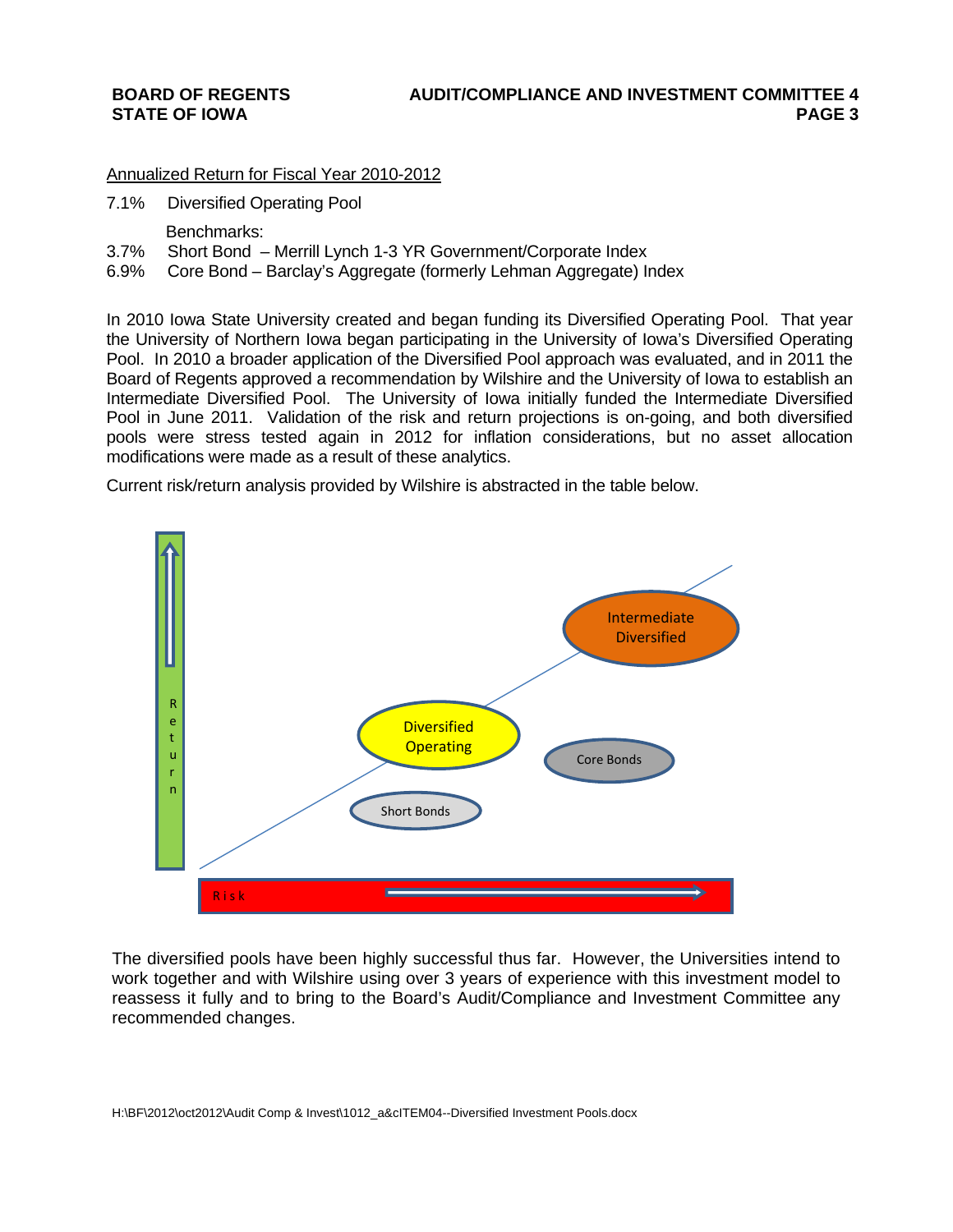Annualized Return for Fiscal Year 2010-2012

7.1% Diversified Operating Pool

Benchmarks:

3.7% Short Bond – Merrill Lynch 1-3 YR Government/Corporate Index

6.9% Core Bond – Barclay's Aggregate (formerly Lehman Aggregate) Index

In 2010 Iowa State University created and began funding its Diversified Operating Pool. That year the University of Northern Iowa began participating in the University of Iowa's Diversified Operating Pool. In 2010 a broader application of the Diversified Pool approach was evaluated, and in 2011 the Board of Regents approved a recommendation by Wilshire and the University of Iowa to establish an Intermediate Diversified Pool. The University of Iowa initially funded the Intermediate Diversified Pool in June 2011. Validation of the risk and return projections is on-going, and both diversified pools were stress tested again in 2012 for inflation considerations, but no asset allocation modifications were made as a result of these analytics.

Current risk/return analysis provided by Wilshire is abstracted in the table below.

Return

Intermediate Diversified

Diversified Operating

Core Bonds

Short Bonds

Risk

The diversified pools have been highly successful thus far. However, the Universities intend to work together and with Wilshire using over 3 years of experience with this investment model to reassess it fully and to bring to the Board's Audit/Compliance and Investment Committee any recommended changes.

H:\BF\2012\oct2012\Audit Comp & Invest\1012_a&cITEM04--Diversified Investment Pools.docx